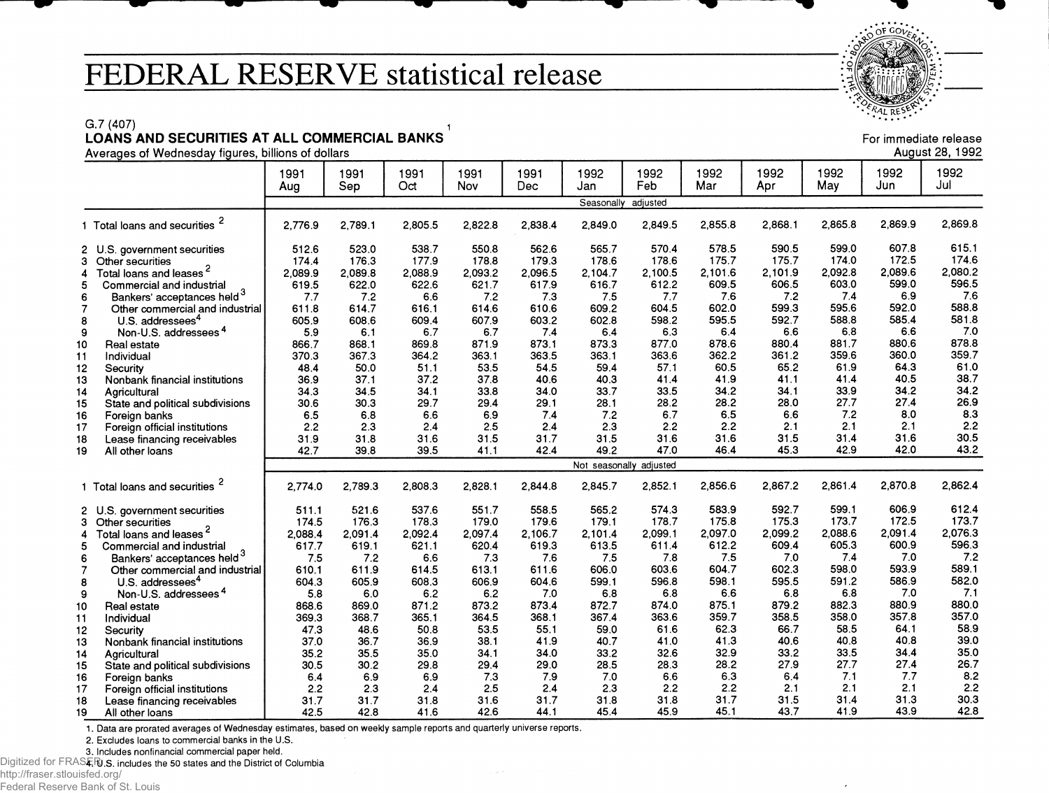# FEDERAL RESERVE statistical release

G.7 (407)

**LOANS AND SECURITIES AT ALL COMMERCIAL BANKS** [1]

Averages of Wednesday figures, billions of dollars

For immediate release
August 28, 1992

| | 1991 Aug | 1991 Sep | 1991 Oct | 1991 Nov | 1991 Dec | 1992 Jan | 1992 Feb | 1992 Mar | 1992 Apr | 1992 May | 1992 Jun | 1992 Jul |
|---|---|---|---|---|---|---|---|---|---|---|---|---|
| | Seasonally adjusted | | | | | | | | | | | |
| 1 Total loans and securities [2] | 2,776.9 | 2,789.1 | 2,805.5 | 2,822.8 | 2,838.4 | 2,849.0 | 2,849.5 | 2,855.8 | 2,868.1 | 2,865.8 | 2,869.9 | 2,869.8 |
| 2 U.S. government securities | 512.6 | 523.0 | 538.7 | 550.8 | 562.6 | 565.7 | 570.4 | 578.5 | 590.5 | 599.0 | 607.8 | 615.1 |
| 3 Other securities | 174.4 | 176.3 | 177.9 | 178.8 | 179.3 | 178.6 | 178.6 | 175.7 | 175.7 | 174.0 | 172.5 | 174.6 |
| 4 Total loans and leases [2] | 2,089.9 | 2,089.8 | 2,088.9 | 2,093.2 | 2,096.5 | 2,104.7 | 2,100.5 | 2,101.6 | 2,101.9 | 2,092.8 | 2,089.6 | 2,080.2 |
| 5 Commercial and industrial | 619.5 | 622.0 | 622.6 | 621.7 | 617.9 | 616.7 | 612.2 | 609.5 | 606.5 | 603.0 | 599.0 | 596.5 |
| 6 Bankers' acceptances held [3] | 7.7 | 7.2 | 6.6 | 7.2 | 7.3 | 7.5 | 7.7 | 7.6 | 7.2 | 7.4 | 6.9 | 7.6 |
| 7 Other commercial and industrial | 611.8 | 614.7 | 616.1 | 614.6 | 610.6 | 609.2 | 604.5 | 602.0 | 599.3 | 595.6 | 592.0 | 588.8 |
| 8 U.S. addressees [4] | 605.9 | 608.6 | 609.4 | 607.9 | 603.2 | 602.8 | 598.2 | 595.5 | 592.7 | 588.8 | 585.4 | 581.8 |
| 9 Non-U.S. addressees [4] | 5.9 | 6.1 | 6.7 | 6.7 | 7.4 | 6.4 | 6.3 | 6.4 | 6.6 | 6.8 | 6.6 | 7.0 |
| 10 Real estate | 866.7 | 868.1 | 869.8 | 871.9 | 873.1 | 873.3 | 877.0 | 878.6 | 880.4 | 881.7 | 880.6 | 878.8 |
| 11 Individual | 370.3 | 367.3 | 364.2 | 363.1 | 363.5 | 363.1 | 363.6 | 362.2 | 361.2 | 359.6 | 360.0 | 359.7 |
| 12 Security | 48.4 | 50.0 | 51.1 | 53.5 | 54.5 | 59.4 | 57.1 | 60.5 | 65.2 | 61.9 | 64.3 | 61.0 |
| 13 Nonbank financial institutions | 36.9 | 37.1 | 37.2 | 37.8 | 40.6 | 40.3 | 41.4 | 41.9 | 41.1 | 41.4 | 40.5 | 38.7 |
| 14 Agricultural | 34.3 | 34.5 | 34.1 | 33.8 | 34.0 | 33.7 | 33.5 | 34.2 | 34.1 | 33.9 | 34.2 | 34.2 |
| 15 State and political subdivisions | 30.6 | 30.3 | 29.7 | 29.4 | 29.1 | 28.1 | 28.2 | 28.2 | 28.0 | 27.7 | 27.4 | 26.9 |
| 16 Foreign banks | 6.5 | 6.8 | 6.6 | 6.9 | 7.4 | 7.2 | 6.7 | 6.5 | 6.6 | 7.2 | 8.0 | 8.3 |
| 17 Foreign official institutions | 2.2 | 2.3 | 2.4 | 2.5 | 2.4 | 2.3 | 2.2 | 2.2 | 2.1 | 2.1 | 2.1 | 2.2 |
| 18 Lease financing receivables | 31.9 | 31.8 | 31.6 | 31.5 | 31.7 | 31.5 | 31.6 | 31.6 | 31.5 | 31.4 | 31.6 | 30.5 |
| 19 All other loans | 42.7 | 39.8 | 39.5 | 41.1 | 42.4 | 49.2 | 47.0 | 46.4 | 45.3 | 42.9 | 42.0 | 43.2 |
| | Not seasonally adjusted | | | | | | | | | | | |
| 1 Total loans and securities [2] | 2,774.0 | 2,789.3 | 2,808.3 | 2,828.1 | 2,844.8 | 2,845.7 | 2,852.1 | 2,856.6 | 2,867.2 | 2,861.4 | 2,870.8 | 2,862.4 |
| 2 U.S. government securities | 511.1 | 521.6 | 537.6 | 551.7 | 558.5 | 565.2 | 574.3 | 583.9 | 592.7 | 599.1 | 606.9 | 612.4 |
| 3 Other securities | 174.5 | 176.3 | 178.3 | 179.0 | 179.6 | 179.1 | 178.7 | 175.8 | 175.3 | 173.7 | 172.5 | 173.7 |
| 4 Total loans and leases [2] | 2,088.4 | 2,091.4 | 2,092.4 | 2,097.4 | 2,106.7 | 2,101.4 | 2,099.1 | 2,097.0 | 2,099.2 | 2,088.6 | 2,091.4 | 2,076.3 |
| 5 Commercial and industrial | 617.7 | 619.1 | 621.1 | 620.4 | 619.3 | 613.5 | 611.4 | 612.2 | 609.4 | 605.3 | 600.9 | 596.3 |
| 6 Bankers' acceptances held [3] | 7.5 | 7.2 | 6.6 | 7.3 | 7.6 | 7.5 | 7.8 | 7.5 | 7.0 | 7.4 | 7.0 | 7.2 |
| 7 Other commercial and industrial | 610.1 | 611.9 | 614.5 | 613.1 | 611.6 | 606.0 | 603.6 | 604.7 | 602.3 | 598.0 | 593.9 | 589.1 |
| 8 U.S. addressees [4] | 604.3 | 605.9 | 608.3 | 606.9 | 604.6 | 599.1 | 596.8 | 598.1 | 595.5 | 591.2 | 586.9 | 582.0 |
| 9 Non-U.S. addressees [4] | 5.8 | 6.0 | 6.2 | 6.2 | 7.0 | 6.8 | 6.8 | 6.6 | 6.8 | 6.8 | 7.0 | 7.1 |
| 10 Real estate | 868.6 | 869.0 | 871.2 | 873.2 | 873.4 | 872.7 | 874.0 | 875.1 | 879.2 | 882.3 | 880.9 | 880.0 |
| 11 Individual | 369.3 | 368.7 | 365.1 | 364.5 | 368.1 | 367.4 | 363.6 | 359.7 | 358.5 | 358.0 | 357.8 | 357.0 |
| 12 Security | 47.3 | 48.6 | 50.8 | 53.5 | 55.1 | 59.0 | 61.6 | 62.3 | 66.7 | 58.5 | 64.1 | 58.9 |
| 13 Nonbank financial institutions | 37.0 | 36.7 | 36.9 | 38.1 | 41.9 | 40.7 | 41.0 | 41.3 | 40.6 | 40.8 | 40.8 | 39.0 |
| 14 Agricultural | 35.2 | 35.5 | 35.0 | 34.1 | 34.0 | 33.2 | 32.6 | 32.9 | 33.2 | 33.5 | 34.4 | 35.0 |
| 15 State and political subdivisions | 30.5 | 30.2 | 29.8 | 29.4 | 29.0 | 28.5 | 28.3 | 28.2 | 27.9 | 27.7 | 27.4 | 26.7 |
| 16 Foreign banks | 6.4 | 6.9 | 6.9 | 7.3 | 7.9 | 7.0 | 6.6 | 6.3 | 6.4 | 7.1 | 7.7 | 8.2 |
| 17 Foreign official institutions | 2.2 | 2.3 | 2.4 | 2.5 | 2.4 | 2.3 | 2.2 | 2.2 | 2.1 | 2.1 | 2.1 | 2.2 |
| 18 Lease financing receivables | 31.7 | 31.7 | 31.8 | 31.6 | 31.7 | 31.8 | 31.8 | 31.7 | 31.5 | 31.4 | 31.3 | 30.3 |
| 19 All other loans | 42.5 | 42.8 | 41.6 | 42.6 | 44.1 | 45.4 | 45.9 | 45.1 | 43.7 | 41.9 | 43.9 | 42.8 |

1. Data are prorated averages of Wednesday estimates, based on weekly sample reports and quarterly universe reports.
2. Excludes loans to commercial banks in the U.S.
3. Includes nonfinancial commercial paper held.
4. U.S. includes the 50 states and the District of Columbia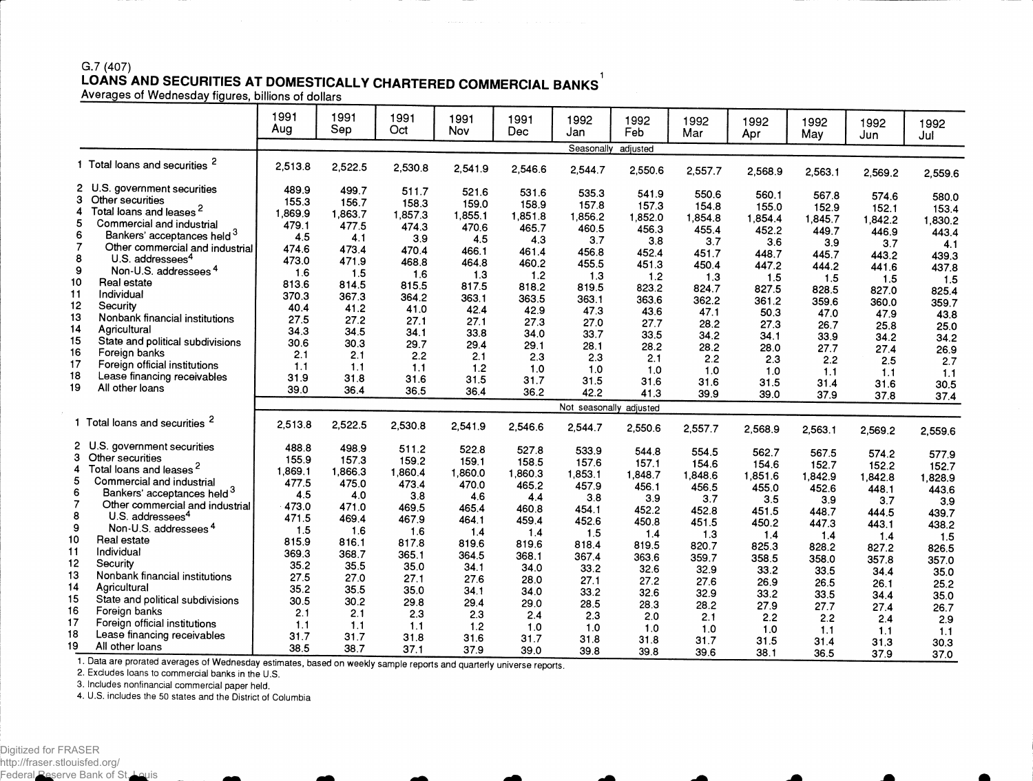G.7 (407)

# LOANS AND SECURITIES AT DOMESTICALLY CHARTERED COMMERCIAL BANKS[1]

Averages of Wednesday figures, billions of dollars

| | 1991 Aug | 1991 Sep | 1991 Oct | 1991 Nov | 1991 Dec | 1992 Jan | 1992 Feb | 1992 Mar | 1992 Apr | 1992 May | 1992 Jun | 1992 Jul |
|---|---|---|---|---|---|---|---|---|---|---|---|---|
| | Seasonally adjusted | | | | | | | | | | | |
| 1 Total loans and securities [2] | 2,513.8 | 2,522.5 | 2,530.8 | 2,541.9 | 2,546.6 | 2,544.7 | 2,550.6 | 2,557.7 | 2,568.9 | 2,563.1 | 2,569.2 | 2,559.6 |
| 2 U.S. government securities | 489.9 | 499.7 | 511.7 | 521.6 | 531.6 | 535.3 | 541.9 | 550.6 | 560.1 | 567.8 | 574.6 | 580.0 |
| 3 Other securities | 155.3 | 156.7 | 158.3 | 159.0 | 158.9 | 157.8 | 157.3 | 154.8 | 155.0 | 152.9 | 152.1 | 153.4 |
| 4 Total loans and leases [2] | 1,869.9 | 1,863.7 | 1,857.3 | 1,855.1 | 1,851.8 | 1,856.2 | 1,852.0 | 1,854.8 | 1,854.4 | 1,845.7 | 1,842.2 | 1,830.2 |
| 5 Commercial and industrial | 479.1 | 477.5 | 474.3 | 470.6 | 465.7 | 460.5 | 456.3 | 455.4 | 452.2 | 449.7 | 446.9 | 443.4 |
| 6 Bankers' acceptances held [3] | 4.5 | 4.1 | 3.9 | 4.5 | 4.3 | 3.7 | 3.8 | 3.7 | 3.6 | 3.9 | 3.7 | 4.1 |
| 7 Other commercial and industrial | 474.6 | 473.4 | 470.4 | 466.1 | 461.4 | 456.8 | 452.4 | 451.7 | 448.7 | 445.7 | 443.2 | 439.3 |
| 8 U.S. addressees [4] | 473.0 | 471.9 | 468.8 | 464.8 | 460.2 | 455.5 | 451.3 | 450.4 | 447.2 | 444.2 | 441.6 | 437.8 |
| 9 Non-U.S. addressees [4] | 1.6 | 1.5 | 1.6 | 1.3 | 1.2 | 1.3 | 1.2 | 1.3 | 1.5 | 1.5 | 1.5 | 1.5 |
| 10 Real estate | 813.6 | 814.5 | 815.5 | 817.5 | 818.2 | 819.5 | 823.2 | 824.7 | 827.5 | 828.5 | 827.0 | 825.4 |
| 11 Individual | 370.3 | 367.3 | 364.2 | 363.1 | 363.5 | 363.1 | 363.6 | 362.2 | 361.2 | 359.6 | 360.0 | 359.7 |
| 12 Security | 40.4 | 41.2 | 41.0 | 42.4 | 42.9 | 47.3 | 43.6 | 47.1 | 50.3 | 47.0 | 47.9 | 43.8 |
| 13 Nonbank financial institutions | 27.5 | 27.2 | 27.1 | 27.1 | 27.3 | 27.0 | 27.7 | 28.2 | 27.3 | 26.7 | 25.8 | 25.0 |
| 14 Agricultural | 34.3 | 34.5 | 34.1 | 33.8 | 34.0 | 33.7 | 33.5 | 34.2 | 34.1 | 33.9 | 34.2 | 34.2 |
| 15 State and political subdivisions | 30.6 | 30.3 | 29.7 | 29.4 | 29.1 | 28.1 | 28.2 | 28.2 | 28.0 | 27.7 | 27.4 | 26.9 |
| 16 Foreign banks | 2.1 | 2.1 | 2.2 | 2.1 | 2.3 | 2.3 | 2.1 | 2.2 | 2.3 | 2.2 | 2.5 | 2.7 |
| 17 Foreign official institutions | 1.1 | 1.1 | 1.1 | 1.2 | 1.0 | 1.0 | 1.0 | 1.0 | 1.0 | 1.1 | 1.1 | 1.1 |
| 18 Lease financing receivables | 31.9 | 31.8 | 31.6 | 31.5 | 31.7 | 31.5 | 31.6 | 31.6 | 31.5 | 31.4 | 31.6 | 30.5 |
| 19 All other loans | 39.0 | 36.4 | 36.5 | 36.4 | 36.2 | 42.2 | 41.3 | 39.9 | 39.0 | 37.9 | 37.8 | 37.4 |
| | Not seasonally adjusted | | | | | | | | | | | |
| 1 Total loans and securities [2] | 2,513.8 | 2,522.5 | 2,530.8 | 2,541.9 | 2,546.6 | 2,544.7 | 2,550.6 | 2,557.7 | 2,568.9 | 2,563.1 | 2,569.2 | 2,559.6 |
| 2 U.S. government securities | 488.8 | 498.9 | 511.2 | 522.8 | 527.8 | 533.9 | 544.8 | 554.5 | 562.7 | 567.5 | 574.2 | 577.9 |
| 3 Other securities | 155.9 | 157.3 | 159.2 | 159.1 | 158.5 | 157.6 | 157.1 | 154.6 | 154.6 | 152.7 | 152.2 | 152.7 |
| 4 Total loans and leases [2] | 1,869.1 | 1,866.3 | 1,860.4 | 1,860.0 | 1,860.3 | 1,853.1 | 1,848.7 | 1,848.6 | 1,851.6 | 1,842.9 | 1,842.8 | 1,828.9 |
| 5 Commercial and industrial | 477.5 | 475.0 | 473.4 | 470.0 | 465.2 | 457.9 | 456.1 | 456.5 | 455.0 | 452.6 | 448.1 | 443.6 |
| 6 Bankers' acceptances held [3] | 4.5 | 4.0 | 3.8 | 4.6 | 4.4 | 3.8 | 3.9 | 3.7 | 3.5 | 3.9 | 3.7 | 3.9 |
| 7 Other commercial and industrial | 473.0 | 471.0 | 469.5 | 465.4 | 460.8 | 454.1 | 452.2 | 452.8 | 451.5 | 448.7 | 444.5 | 439.7 |
| 8 U.S. addressees [4] | 471.5 | 469.4 | 467.9 | 464.1 | 459.4 | 452.6 | 450.8 | 451.5 | 450.2 | 447.3 | 443.1 | 438.2 |
| 9 Non-U.S. addressees [4] | 1.5 | 1.6 | 1.6 | 1.4 | 1.4 | 1.5 | 1.4 | 1.3 | 1.4 | 1.4 | 1.4 | 1.5 |
| 10 Real estate | 815.9 | 816.1 | 817.8 | 819.6 | 819.6 | 818.4 | 819.5 | 820.7 | 825.3 | 828.2 | 827.2 | 826.5 |
| 11 Individual | 369.3 | 368.7 | 365.1 | 364.5 | 368.1 | 367.4 | 363.6 | 359.7 | 358.5 | 358.0 | 357.8 | 357.0 |
| 12 Security | 35.2 | 35.5 | 35.0 | 34.1 | 34.0 | 33.2 | 32.6 | 32.9 | 33.2 | 33.5 | 34.4 | 35.0 |
| 13 Nonbank financial institutions | 27.5 | 27.0 | 27.1 | 27.6 | 28.0 | 27.1 | 27.2 | 27.6 | 26.9 | 26.5 | 26.1 | 25.2 |
| 14 Agricultural | 35.2 | 35.5 | 35.0 | 34.1 | 34.0 | 33.2 | 32.6 | 32.9 | 33.2 | 33.5 | 34.4 | 35.0 |
| 15 State and political subdivisions | 30.5 | 30.2 | 29.8 | 29.4 | 29.0 | 28.5 | 28.3 | 28.2 | 27.9 | 27.7 | 27.4 | 26.7 |
| 16 Foreign banks | 2.1 | 2.1 | 2.3 | 2.3 | 2.4 | 2.3 | 2.0 | 2.1 | 2.2 | 2.2 | 2.4 | 2.9 |
| 17 Foreign official institutions | 1.1 | 1.1 | 1.1 | 1.2 | 1.0 | 1.0 | 1.0 | 1.0 | 1.0 | 1.1 | 1.1 | 1.1 |
| 18 Lease financing receivables | 31.7 | 31.7 | 31.8 | 31.6 | 31.7 | 31.8 | 31.8 | 31.7 | 31.5 | 31.4 | 31.3 | 30.3 |
| 19 All other loans | 38.5 | 38.7 | 37.1 | 37.9 | 39.0 | 39.8 | 39.8 | 39.6 | 38.1 | 36.5 | 37.9 | 37.0 |

1. Data are prorated averages of Wednesday estimates, based on weekly sample reports and quarterly universe reports.
2. Excludes loans to commercial banks in the U.S.
3. Includes nonfinancial commercial paper held.
4. U.S. includes the 50 states and the District of Columbia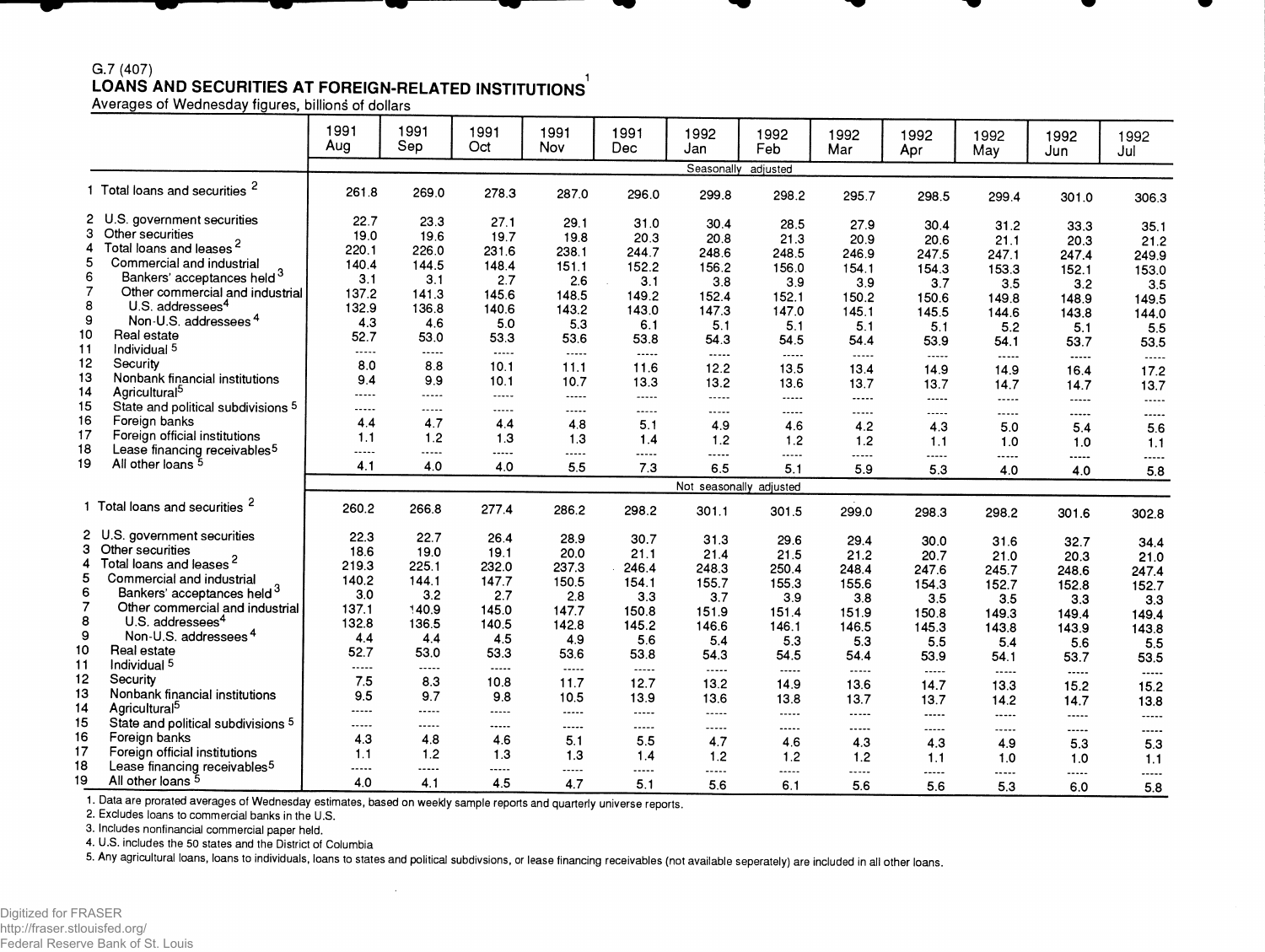G.7 (407)

## LOANS AND SECURITIES AT FOREIGN-RELATED INSTITUTIONS[1]

Averages of Wednesday figures, billions of dollars

| | 1991 Aug | 1991 Sep | 1991 Oct | 1991 Nov | 1991 Dec | 1992 Jan | 1992 Feb | 1992 Mar | 1992 Apr | 1992 May | 1992 Jun | 1992 Jul |
|---|---|---|---|---|---|---|---|---|---|---|---|---|
| | | | | | | Seasonally adjusted | | | | | | |
| 1 Total loans and securities [2] | 261.8 | 269.0 | 278.3 | 287.0 | 296.0 | 299.8 | 298.2 | 295.7 | 298.5 | 299.4 | 301.0 | 306.3 |
| 2 U.S. government securities | 22.7 | 23.3 | 27.1 | 29.1 | 31.0 | 30.4 | 28.5 | 27.9 | 30.4 | 31.2 | 33.3 | 35.1 |
| 3 Other securities | 19.0 | 19.6 | 19.7 | 19.8 | 20.3 | 20.8 | 21.3 | 20.9 | 20.6 | 21.1 | 20.3 | 21.2 |
| 4 Total loans and leases [2] | 220.1 | 226.0 | 231.6 | 238.1 | 244.7 | 248.6 | 248.5 | 246.9 | 247.5 | 247.1 | 247.4 | 249.9 |
| 5 Commercial and industrial | 140.4 | 144.5 | 148.4 | 151.1 | 152.2 | 156.2 | 156.0 | 154.1 | 154.3 | 153.3 | 152.1 | 153.0 |
| 6 Bankers' acceptances held [3] | 3.1 | 3.1 | 2.7 | 2.6 | 3.1 | 3.8 | 3.9 | 3.9 | 3.7 | 3.5 | 3.2 | 3.5 |
| 7 Other commercial and industrial | 137.2 | 141.3 | 145.6 | 148.5 | 149.2 | 152.4 | 152.1 | 150.2 | 150.6 | 149.8 | 148.9 | 149.5 |
| 8 U.S. addressees [4] | 132.9 | 136.8 | 140.6 | 143.2 | 143.0 | 147.3 | 147.0 | 145.1 | 145.5 | 144.6 | 143.8 | 144.0 |
| 9 Non-U.S. addressees [4] | 4.3 | 4.6 | 5.0 | 5.3 | 6.1 | 5.1 | 5.1 | 5.1 | 5.1 | 5.2 | 5.1 | 5.5 |
| 10 Real estate | 52.7 | 53.0 | 53.3 | 53.6 | 53.8 | 54.3 | 54.5 | 54.4 | 53.9 | 54.1 | 53.7 | 53.5 |
| 11 Individual [5] | ----- | ----- | ----- | ----- | ----- | ----- | ----- | ----- | ----- | ----- | ----- | ----- |
| 12 Security | 8.0 | 8.8 | 10.1 | 11.1 | 11.6 | 12.2 | 13.5 | 13.4 | 14.9 | 14.9 | 16.4 | 17.2 |
| 13 Nonbank financial institutions | 9.4 | 9.9 | 10.1 | 10.7 | 13.3 | 13.2 | 13.6 | 13.7 | 13.7 | 14.7 | 14.7 | 13.7 |
| 14 Agricultural [5] | ----- | ----- | ----- | ----- | ----- | ----- | ----- | ----- | ----- | ----- | ----- | ----- |
| 15 State and political subdivisions [5] | ----- | ----- | ----- | ----- | ----- | ----- | ----- | ----- | ----- | ----- | ----- | ----- |
| 16 Foreign banks | 4.4 | 4.7 | 4.4 | 4.8 | 5.1 | 4.9 | 4.6 | 4.2 | 4.3 | 5.0 | 5.4 | 5.6 |
| 17 Foreign official institutions | 1.1 | 1.2 | 1.3 | 1.3 | 1.4 | 1.2 | 1.2 | 1.2 | 1.1 | 1.0 | 1.0 | 1.1 |
| 18 Lease financing receivables [5] | ----- | ----- | ----- | ----- | ----- | ----- | ----- | ----- | ----- | ----- | ----- | ----- |
| 19 All other loans [5] | 4.1 | 4.0 | 4.0 | 5.5 | 7.3 | 6.5 | 5.1 | 5.9 | 5.3 | 4.0 | 4.0 | 5.8 |
| | | | | | | Not seasonally adjusted | | | | | | |
| 1 Total loans and securities [2] | 260.2 | 266.8 | 277.4 | 286.2 | 298.2 | 301.1 | 301.5 | 299.0 | 298.3 | 298.2 | 301.6 | 302.8 |
| 2 U.S. government securities | 22.3 | 22.7 | 26.4 | 28.9 | 30.7 | 31.3 | 29.6 | 29.4 | 30.0 | 31.6 | 32.7 | 34.4 |
| 3 Other securities | 18.6 | 19.0 | 19.1 | 20.0 | 21.1 | 21.4 | 21.5 | 21.2 | 20.7 | 21.0 | 20.3 | 21.0 |
| 4 Total loans and leases [2] | 219.3 | 225.1 | 232.0 | 237.3 | 246.4 | 248.3 | 250.4 | 248.4 | 247.6 | 245.7 | 248.6 | 247.4 |
| 5 Commercial and industrial | 140.2 | 144.1 | 147.7 | 150.5 | 154.1 | 155.7 | 155.3 | 155.6 | 154.3 | 152.7 | 152.8 | 152.7 |
| 6 Bankers' acceptances held [3] | 3.0 | 3.2 | 2.7 | 2.8 | 3.3 | 3.7 | 3.9 | 3.8 | 3.5 | 3.5 | 3.3 | 3.3 |
| 7 Other commercial and industrial | 137.1 | 140.9 | 145.0 | 147.7 | 150.8 | 151.9 | 151.4 | 151.9 | 150.8 | 149.3 | 149.4 | 149.4 |
| 8 U.S. addressees [4] | 132.8 | 136.5 | 140.5 | 142.8 | 145.2 | 146.6 | 146.1 | 146.5 | 145.3 | 143.8 | 143.9 | 143.8 |
| 9 Non-U.S. addressees [4] | 4.4 | 4.4 | 4.5 | 4.9 | 5.6 | 5.4 | 5.3 | 5.3 | 5.5 | 5.4 | 5.6 | 5.5 |
| 10 Real estate | 52.7 | 53.0 | 53.3 | 53.6 | 53.8 | 54.3 | 54.5 | 54.4 | 53.9 | 54.1 | 53.7 | 53.5 |
| 11 Individual [5] | ----- | ----- | ----- | ----- | ----- | ----- | ----- | ----- | ----- | ----- | ----- | ----- |
| 12 Security | 7.5 | 8.3 | 10.8 | 11.7 | 12.7 | 13.2 | 14.9 | 13.6 | 14.7 | 13.3 | 15.2 | 15.2 |
| 13 Nonbank financial institutions | 9.5 | 9.7 | 9.8 | 10.5 | 13.9 | 13.6 | 13.8 | 13.7 | 13.7 | 14.2 | 14.7 | 13.8 |
| 14 Agricultural [5] | ----- | ----- | ----- | ----- | ----- | ----- | ----- | ----- | ----- | ----- | ----- | ----- |
| 15 State and political subdivisions [5] | ----- | ----- | ----- | ----- | ----- | ----- | ----- | ----- | ----- | ----- | ----- | ----- |
| 16 Foreign banks | 4.3 | 4.8 | 4.6 | 5.1 | 5.5 | 4.7 | 4.6 | 4.3 | 4.3 | 4.9 | 5.3 | 5.3 |
| 17 Foreign official institutions | 1.1 | 1.2 | 1.3 | 1.3 | 1.4 | 1.2 | 1.2 | 1.2 | 1.1 | 1.0 | 1.0 | 1.1 |
| 18 Lease financing receivables [5] | ----- | ----- | ----- | ----- | ----- | ----- | ----- | ----- | ----- | ----- | ----- | ----- |
| 19 All other loans [5] | 4.0 | 4.1 | 4.5 | 4.7 | 5.1 | 5.6 | 6.1 | 5.6 | 5.6 | 5.3 | 6.0 | 5.8 |

1. Data are prorated averages of Wednesday estimates, based on weekly sample reports and quarterly universe reports.
2. Excludes loans to commercial banks in the U.S.
3. Includes nonfinancial commercial paper held.
4. U.S. includes the 50 states and the District of Columbia
5. Any agricultural loans, loans to individuals, loans to states and political subdivsions, or lease financing receivables (not available seperately) are included in all other loans.